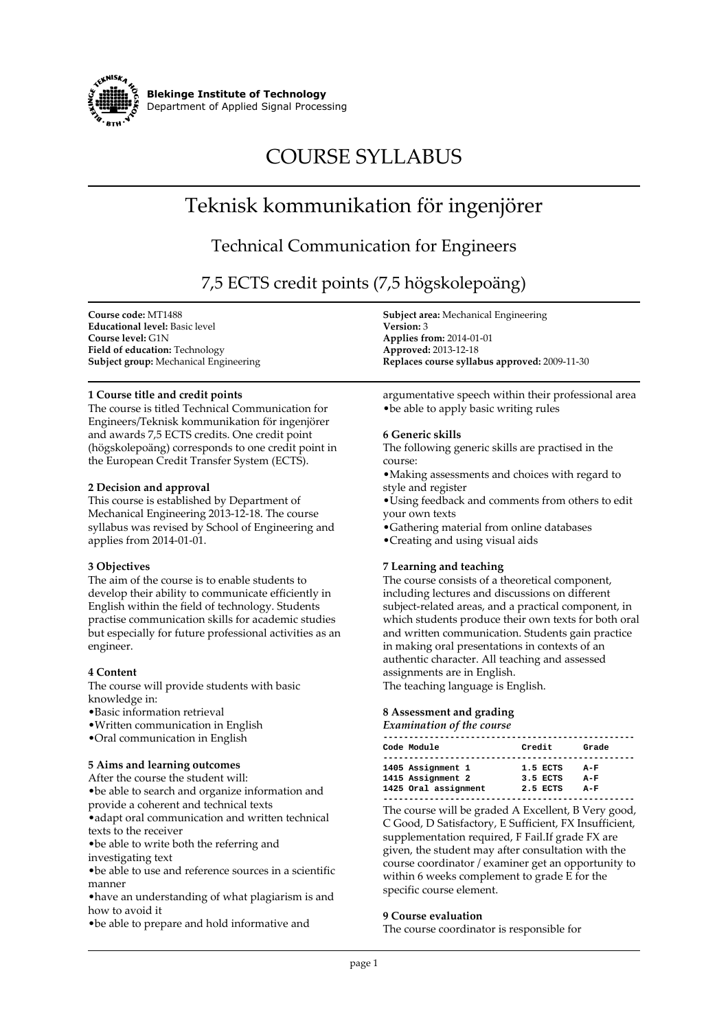**Blekinge Institute of Technology**
Department of Applied Signal Processing

# COURSE SYLLABUS

# Teknisk kommunikation för ingenjörer

## Technical Communication for Engineers

## 7,5 ECTS credit points (7,5 högskolepoäng)

**Course code:** MT1488
**Educational level:** Basic level
**Course level:** G1N
**Field of education:** Technology
**Subject group:** Mechanical Engineering

**Subject area:** Mechanical Engineering
**Version:** 3
**Applies from:** 2014-01-01
**Approved:** 2013-12-18
**Replaces course syllabus approved:** 2009-11-30

### 1 Course title and credit points

The course is titled Technical Communication for Engineers/Teknisk kommunikation för ingenjörer and awards 7,5 ECTS credits. One credit point (högskolepoäng) corresponds to one credit point in the European Credit Transfer System (ECTS).

### 2 Decision and approval

This course is established by Department of Mechanical Engineering 2013-12-18. The course syllabus was revised by School of Engineering and applies from 2014-01-01.

### 3 Objectives

The aim of the course is to enable students to develop their ability to communicate efficiently in English within the field of technology. Students practise communication skills for academic studies but especially for future professional activities as an engineer.

### 4 Content

The course will provide students with basic knowledge in:

- Basic information retrieval
- Written communication in English
- Oral communication in English

### 5 Aims and learning outcomes

After the course the student will:

- be able to search and organize information and provide a coherent and technical texts
- adapt oral communication and written technical texts to the receiver
- be able to write both the referring and investigating text
- be able to use and reference sources in a scientific manner
- have an understanding of what plagiarism is and how to avoid it
- be able to prepare and hold informative and argumentative speech within their professional area
- be able to apply basic writing rules

### 6 Generic skills

The following generic skills are practised in the course:

- Making assessments and choices with regard to style and register
- Using feedback and comments from others to edit your own texts
- Gathering material from online databases
- Creating and using visual aids

### 7 Learning and teaching

The course consists of a theoretical component, including lectures and discussions on different subject-related areas, and a practical component, in which students produce their own texts for both oral and written communication. Students gain practice in making oral presentations in contexts of an authentic character. All teaching and assessed assignments are in English.
The teaching language is English.

### 8 Assessment and grading

*Examination of the course*

| Code | Module | Credit | Grade |
|---|---|---|---|
| 1405 | Assignment 1 | 1.5 ECTS | A-F |
| 1415 | Assignment 2 | 3.5 ECTS | A-F |
| 1425 | Oral assignment | 2.5 ECTS | A-F |

The course will be graded A Excellent, B Very good, C Good, D Satisfactory, E Sufficient, FX Insufficient, supplementation required, F Fail.If grade FX are given, the student may after consultation with the course coordinator / examiner get an opportunity to within 6 weeks complement to grade E for the specific course element.

### 9 Course evaluation

The course coordinator is responsible for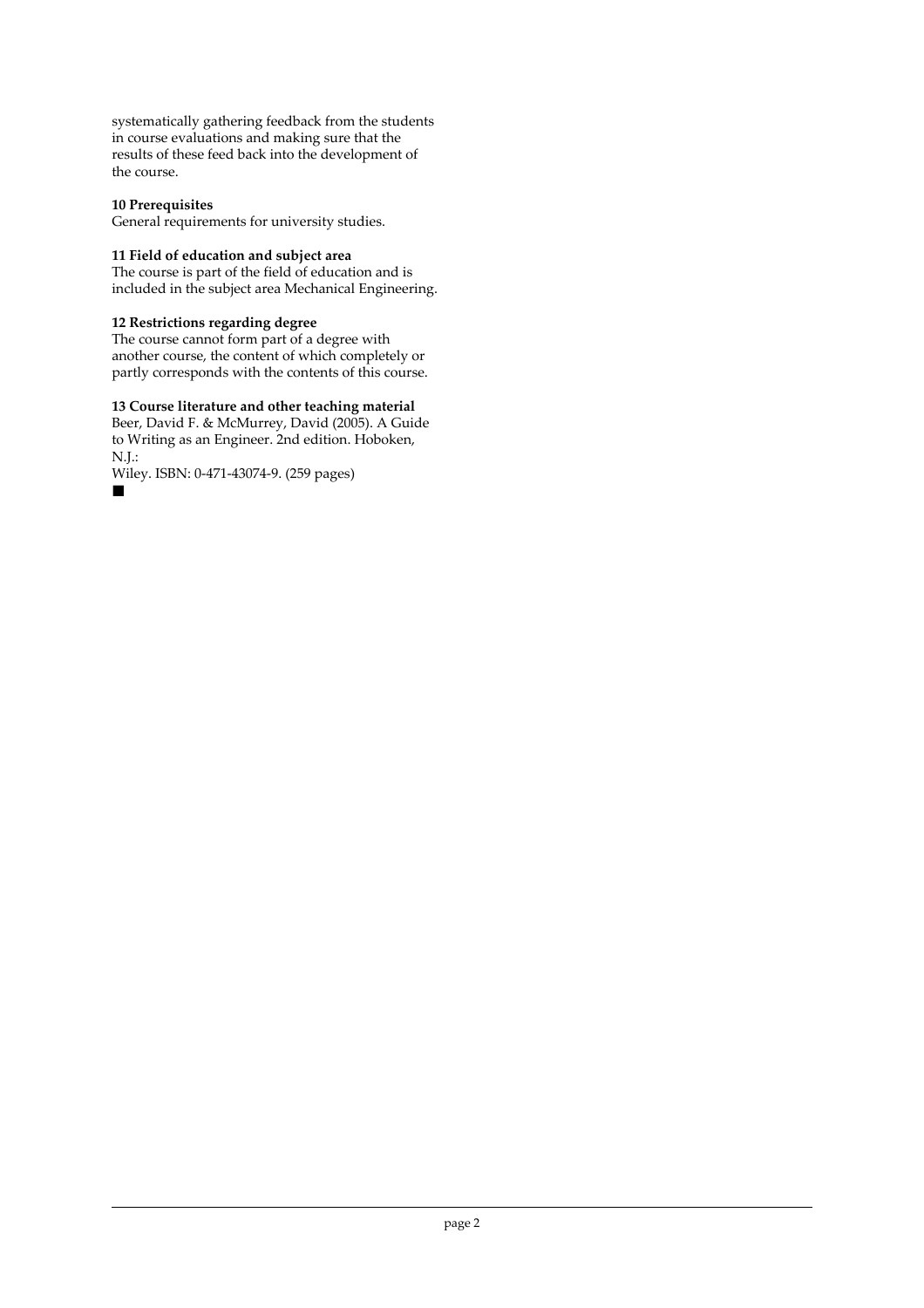systematically gathering feedback from the students in course evaluations and making sure that the results of these feed back into the development of the course.

**10 Prerequisites**
General requirements for university studies.

**11 Field of education and subject area**
The course is part of the field of education and is included in the subject area Mechanical Engineering.

**12 Restrictions regarding degree**
The course cannot form part of a degree with another course, the content of which completely or partly corresponds with the contents of this course.

**13 Course literature and other teaching material**
Beer, David F. & McMurrey, David (2005). A Guide to Writing as an Engineer. 2nd edition. Hoboken, N.J.:
Wiley. ISBN: 0-471-43074-9. (259 pages)
■